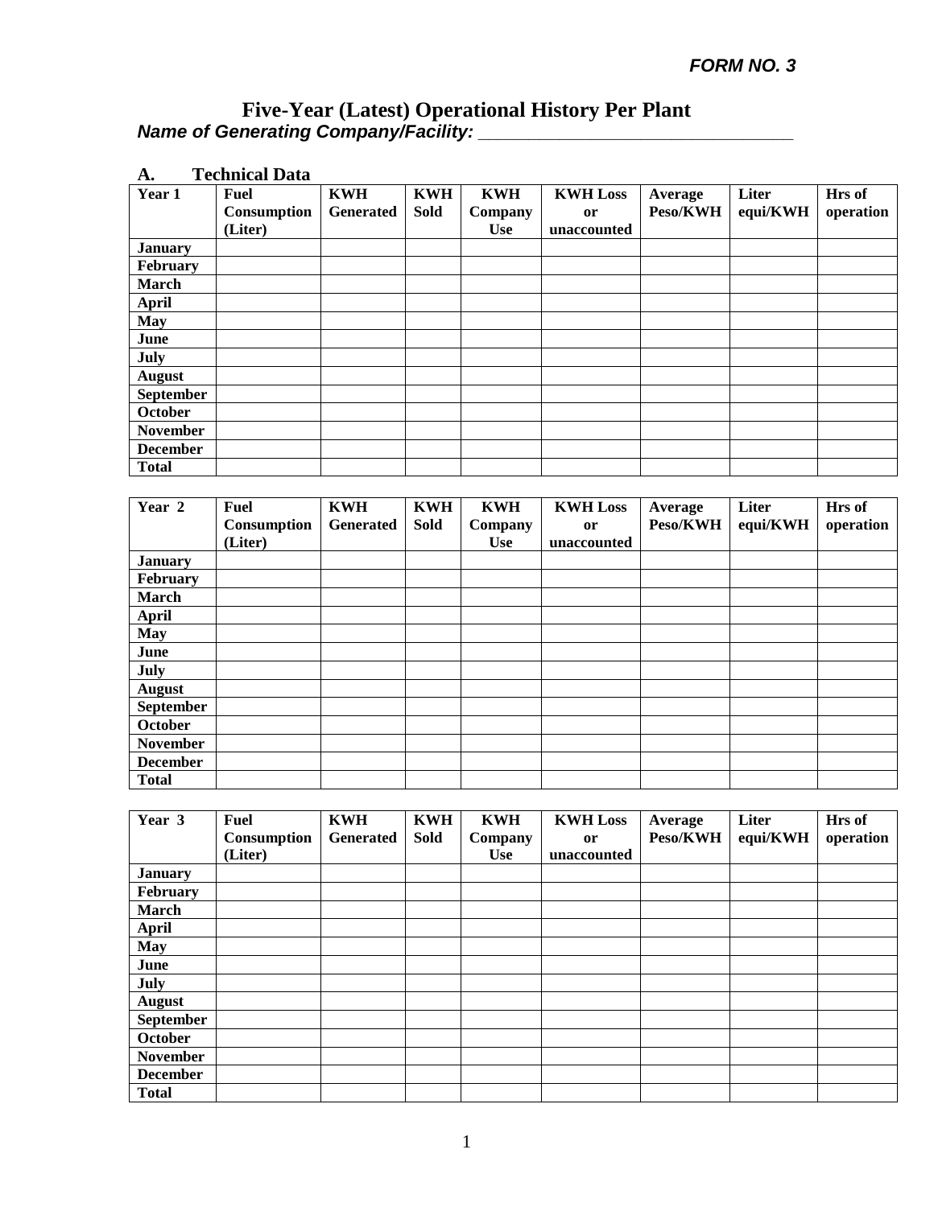***FORM NO. 3***

# Five-Year (Latest) Operational History Per Plant

***Name of Generating Company/Facility: ________________________________***

## A. Technical Data

| Year 1 | Fuel Consumption (Liter) | KWH Generated | KWH Sold | KWH Company Use | KWH Loss or unaccounted | Average Peso/KWH | Liter equi/KWH | Hrs of operation |
|---|---|---|---|---|---|---|---|---|
| **January** | | | | | | | | |
| **February** | | | | | | | | |
| **March** | | | | | | | | |
| **April** | | | | | | | | |
| **May** | | | | | | | | |
| **June** | | | | | | | | |
| **July** | | | | | | | | |
| **August** | | | | | | | | |
| **September** | | | | | | | | |
| **October** | | | | | | | | |
| **November** | | | | | | | | |
| **December** | | | | | | | | |
| **Total** | | | | | | | | |

| Year 2 | Fuel Consumption (Liter) | KWH Generated | KWH Sold | KWH Company Use | KWH Loss or unaccounted | Average Peso/KWH | Liter equi/KWH | Hrs of operation |
|---|---|---|---|---|---|---|---|---|
| **January** | | | | | | | | |
| **February** | | | | | | | | |
| **March** | | | | | | | | |
| **April** | | | | | | | | |
| **May** | | | | | | | | |
| **June** | | | | | | | | |
| **July** | | | | | | | | |
| **August** | | | | | | | | |
| **September** | | | | | | | | |
| **October** | | | | | | | | |
| **November** | | | | | | | | |
| **December** | | | | | | | | |
| **Total** | | | | | | | | |

| Year 3 | Fuel Consumption (Liter) | KWH Generated | KWH Sold | KWH Company Use | KWH Loss or unaccounted | Average Peso/KWH | Liter equi/KWH | Hrs of operation |
|---|---|---|---|---|---|---|---|---|
| **January** | | | | | | | | |
| **February** | | | | | | | | |
| **March** | | | | | | | | |
| **April** | | | | | | | | |
| **May** | | | | | | | | |
| **June** | | | | | | | | |
| **July** | | | | | | | | |
| **August** | | | | | | | | |
| **September** | | | | | | | | |
| **October** | | | | | | | | |
| **November** | | | | | | | | |
| **December** | | | | | | | | |
| **Total** | | | | | | | | |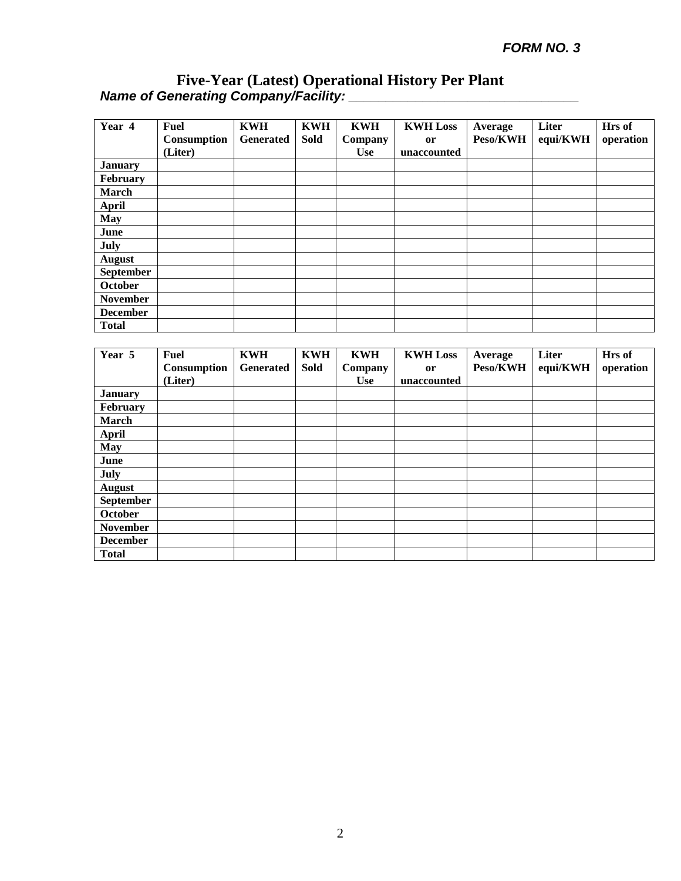***FORM NO. 3***

# Five-Year (Latest) Operational History Per Plant

***Name of Generating Company/Facility: ________________________________***

| Year 4 | Fuel Consumption (Liter) | KWH Generated | KWH Sold | KWH Company Use | KWH Loss or unaccounted | Average Peso/KWH | Liter equi/KWH | Hrs of operation |
|---|---|---|---|---|---|---|---|---|
| **January** | | | | | | | | |
| **February** | | | | | | | | |
| **March** | | | | | | | | |
| **April** | | | | | | | | |
| **May** | | | | | | | | |
| **June** | | | | | | | | |
| **July** | | | | | | | | |
| **August** | | | | | | | | |
| **September** | | | | | | | | |
| **October** | | | | | | | | |
| **November** | | | | | | | | |
| **December** | | | | | | | | |
| **Total** | | | | | | | | |

| Year 5 | Fuel Consumption (Liter) | KWH Generated | KWH Sold | KWH Company Use | KWH Loss or unaccounted | Average Peso/KWH | Liter equi/KWH | Hrs of operation |
|---|---|---|---|---|---|---|---|---|
| **January** | | | | | | | | |
| **February** | | | | | | | | |
| **March** | | | | | | | | |
| **April** | | | | | | | | |
| **May** | | | | | | | | |
| **June** | | | | | | | | |
| **July** | | | | | | | | |
| **August** | | | | | | | | |
| **September** | | | | | | | | |
| **October** | | | | | | | | |
| **November** | | | | | | | | |
| **December** | | | | | | | | |
| **Total** | | | | | | | | |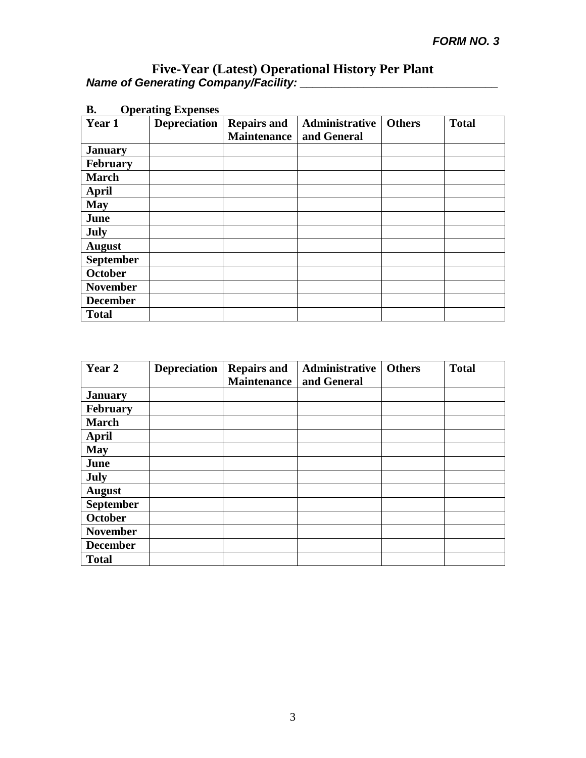***FORM NO. 3***

# Five-Year (Latest) Operational History Per Plant

***Name of Generating Company/Facility: ________________________________***

**B. Operating Expenses**

| **Year 1** | **Depreciation** | **Repairs and Maintenance** | **Administrative and General** | **Others** | **Total** |
|---|---|---|---|---|---|
| **January** | | | | | |
| **February** | | | | | |
| **March** | | | | | |
| **April** | | | | | |
| **May** | | | | | |
| **June** | | | | | |
| **July** | | | | | |
| **August** | | | | | |
| **September** | | | | | |
| **October** | | | | | |
| **November** | | | | | |
| **December** | | | | | |
| **Total** | | | | | |

| **Year 2** | **Depreciation** | **Repairs and Maintenance** | **Administrative and General** | **Others** | **Total** |
|---|---|---|---|---|---|
| **January** | | | | | |
| **February** | | | | | |
| **March** | | | | | |
| **April** | | | | | |
| **May** | | | | | |
| **June** | | | | | |
| **July** | | | | | |
| **August** | | | | | |
| **September** | | | | | |
| **October** | | | | | |
| **November** | | | | | |
| **December** | | | | | |
| **Total** | | | | | |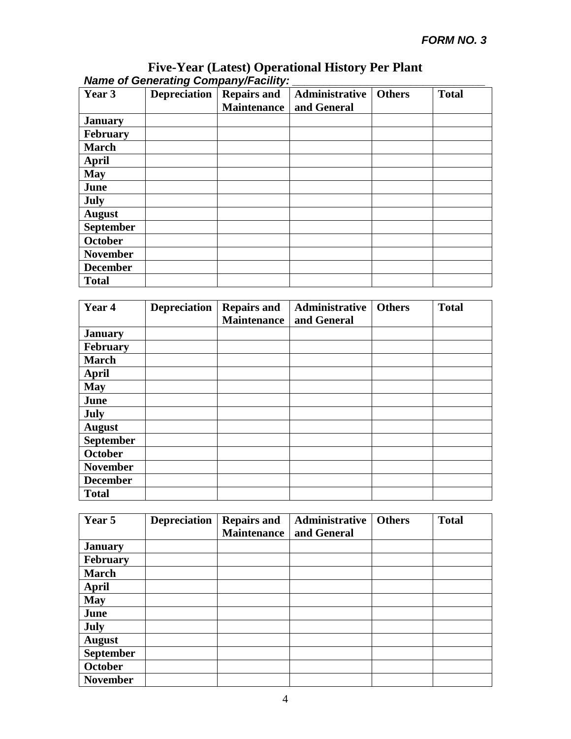***FORM NO. 3***

# Five-Year (Latest) Operational History Per Plant

***Name of Generating Company/Facility:*** ______________________________

| Year 3 | Depreciation | Repairs and Maintenance | Administrative and General | Others | Total |
|---|---|---|---|---|---|
| **January** | | | | | |
| **February** | | | | | |
| **March** | | | | | |
| **April** | | | | | |
| **May** | | | | | |
| **June** | | | | | |
| **July** | | | | | |
| **August** | | | | | |
| **September** | | | | | |
| **October** | | | | | |
| **November** | | | | | |
| **December** | | | | | |
| **Total** | | | | | |

| Year 4 | Depreciation | Repairs and Maintenance | Administrative and General | Others | Total |
|---|---|---|---|---|---|
| **January** | | | | | |
| **February** | | | | | |
| **March** | | | | | |
| **April** | | | | | |
| **May** | | | | | |
| **June** | | | | | |
| **July** | | | | | |
| **August** | | | | | |
| **September** | | | | | |
| **October** | | | | | |
| **November** | | | | | |
| **December** | | | | | |
| **Total** | | | | | |

| Year 5 | Depreciation | Repairs and Maintenance | Administrative and General | Others | Total |
|---|---|---|---|---|---|
| **January** | | | | | |
| **February** | | | | | |
| **March** | | | | | |
| **April** | | | | | |
| **May** | | | | | |
| **June** | | | | | |
| **July** | | | | | |
| **August** | | | | | |
| **September** | | | | | |
| **October** | | | | | |
| **November** | | | | | |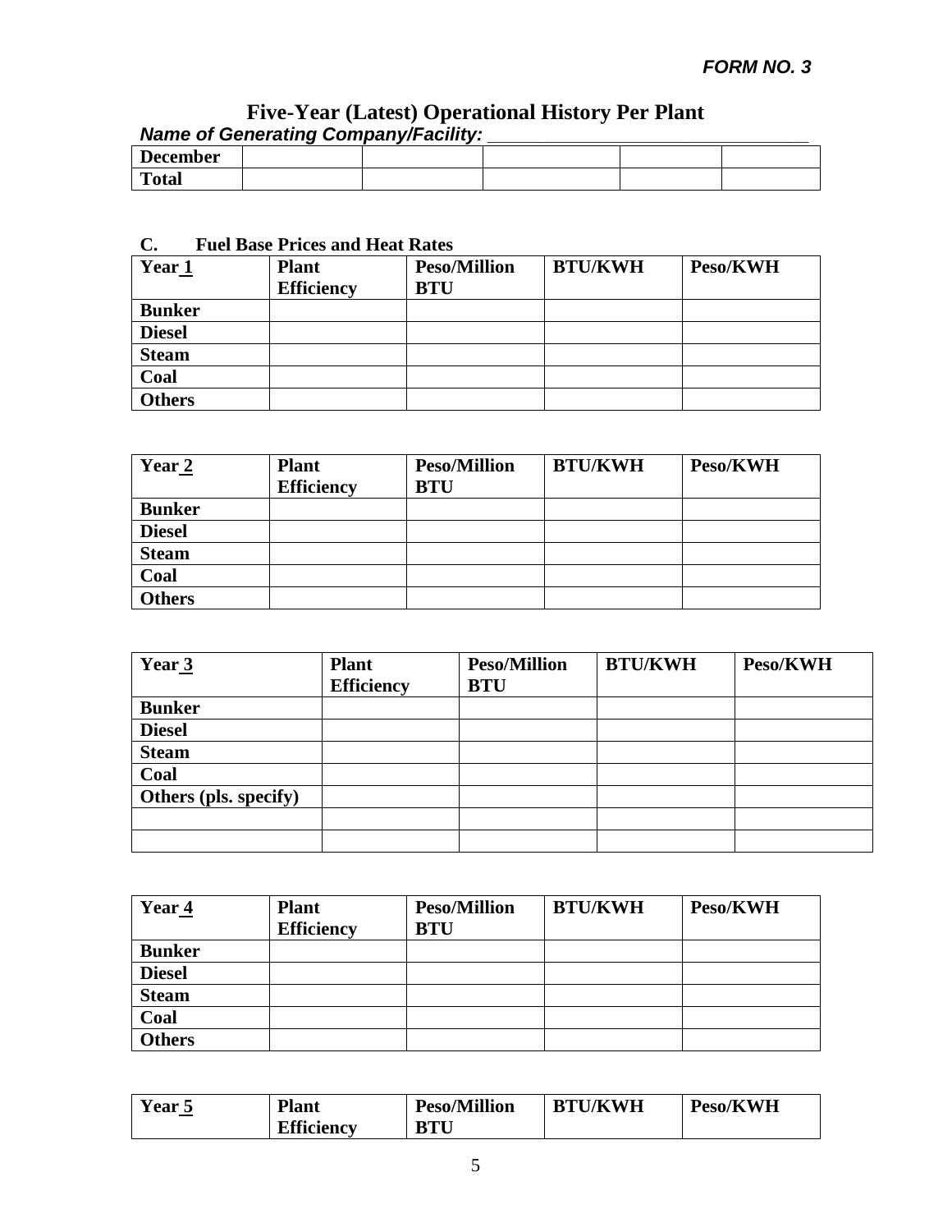*FORM NO. 3*

# Five-Year (Latest) Operational History Per Plant

***Name of Generating Company/Facility:*** ________________________________

| | | | | | |
|---|---|---|---|---|---|
| **December** | | | | | |
| **Total** | | | | | |

**C. Fuel Base Prices and Heat Rates**

| **Year 1** | **Plant Efficiency** | **Peso/Million BTU** | **BTU/KWH** | **Peso/KWH** |
|---|---|---|---|---|
| **Bunker** | | | | |
| **Diesel** | | | | |
| **Steam** | | | | |
| **Coal** | | | | |
| **Others** | | | | |

| **Year 2** | **Plant Efficiency** | **Peso/Million BTU** | **BTU/KWH** | **Peso/KWH** |
|---|---|---|---|---|
| **Bunker** | | | | |
| **Diesel** | | | | |
| **Steam** | | | | |
| **Coal** | | | | |
| **Others** | | | | |

| **Year 3** | **Plant Efficiency** | **Peso/Million BTU** | **BTU/KWH** | **Peso/KWH** |
|---|---|---|---|---|
| **Bunker** | | | | |
| **Diesel** | | | | |
| **Steam** | | | | |
| **Coal** | | | | |
| **Others (pls. specify)** | | | | |
| | | | | |
| | | | | |

| **Year 4** | **Plant Efficiency** | **Peso/Million BTU** | **BTU/KWH** | **Peso/KWH** |
|---|---|---|---|---|
| **Bunker** | | | | |
| **Diesel** | | | | |
| **Steam** | | | | |
| **Coal** | | | | |
| **Others** | | | | |

| **Year 5** | **Plant Efficiency** | **Peso/Million BTU** | **BTU/KWH** | **Peso/KWH** |
|---|---|---|---|---|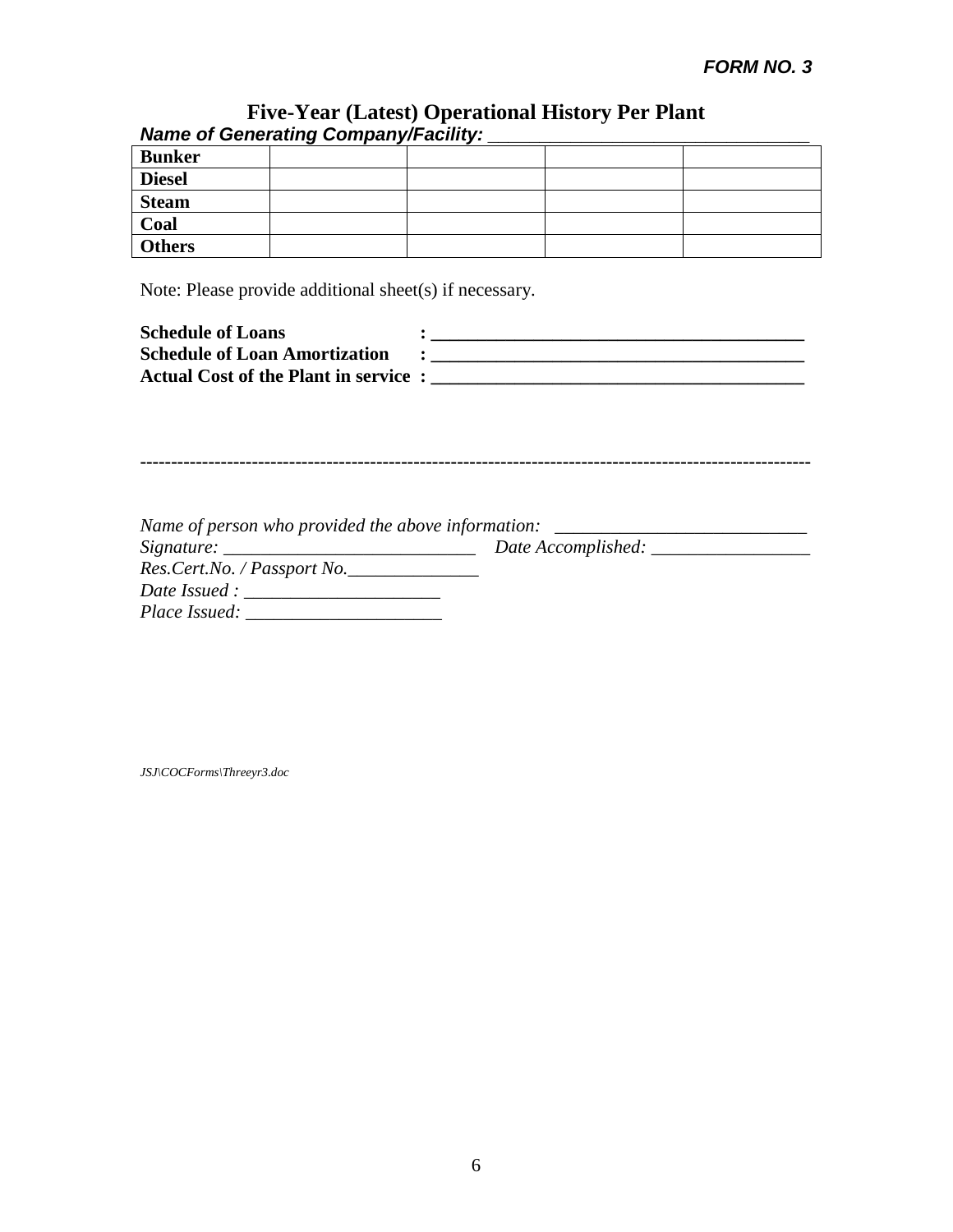***FORM NO. 3***

# Five-Year (Latest) Operational History Per Plant

***Name of Generating Company/Facility:*** ___________________________________

| | | | | |
|---|---|---|---|---|
| **Bunker** | | | | |
| **Diesel** | | | | |
| **Steam** | | | | |
| **Coal** | | | | |
| **Others** | | | | |

Note: Please provide additional sheet(s) if necessary.

**Schedule of Loans : ________________________________________**
**Schedule of Loan Amortization : ________________________________________**
**Actual Cost of the Plant in service : ________________________________________**

---

*Name of person who provided the above information:* ___________________________
*Signature:* ___________________________ *Date Accomplished:* _________________
*Res.Cert.No. / Passport No.*______________
*Date Issued :* _____________________
*Place Issued:* _____________________

*JSJ\COCForms\Threeyr3.doc*